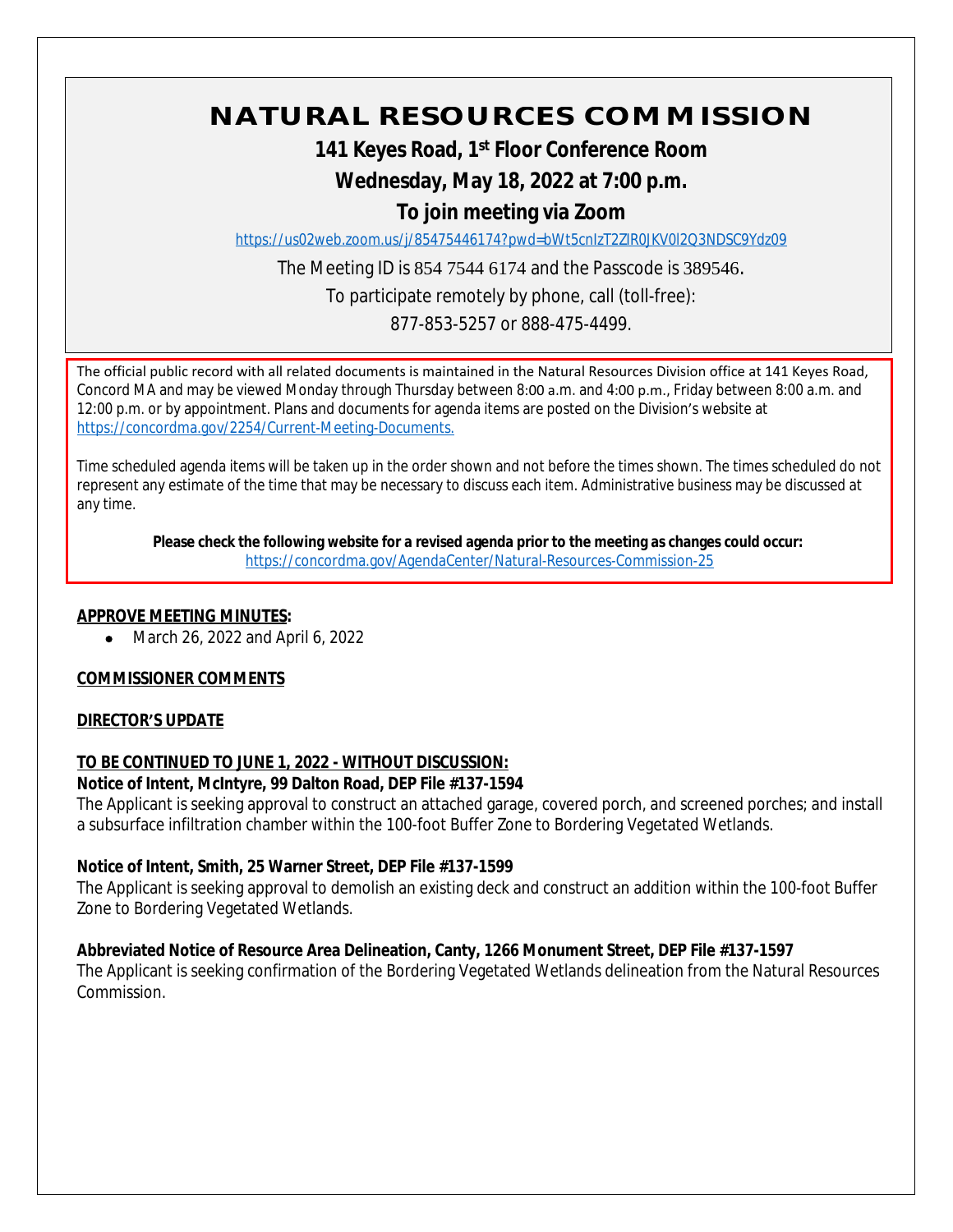# NATURAL RESOURCES COMMISSION

## 141 Keyes Road, 1st Floor Conference Room

## Wednesday, May 18, 2022 at 7:00 p.m.

## To join meeting via Zoom

https://us02web.zoom.us/j/85475446174?pwd=bWt5cnIzT2ZIR0JKV0l2Q3NDSC9Ydz09

The Meeting ID is 854 7544 6174 and the Passcode is 389546.

To participate remotely by phone, call (toll-free):

877-853-5257 or 888-475-4499.

The official public record with all related documents is maintained in the Natural Resources Division office at 141 Keyes Road, Concord MA and may be viewed Monday through Thursday between 8:00 a.m. and 4:00 p.m., Friday between 8:00 a.m. and 12:00 p.m. or by appointment. Plans and documents for agenda items are posted on the Division's website at https://concordma.gov/2254/Current-Meeting-Documents.

Time scheduled agenda items will be taken up in the order shown and not before the times shown. The times scheduled do not represent any estimate of the time that may be necessary to discuss each item. Administrative business may be discussed at any time.

**Please check the following website for a revised agenda prior to the meeting as changes could occur:**
https://concordma.gov/AgendaCenter/Natural-Resources-Commission-25

**APPROVE MEETING MINUTES:**

- March 26, 2022 and April 6, 2022

**COMMISSIONER COMMENTS**

**DIRECTOR'S UPDATE**

**TO BE CONTINUED TO JUNE 1, 2022 - WITHOUT DISCUSSION:**

**Notice of Intent, McIntyre, 99 Dalton Road, DEP File #137-1594**
The Applicant is seeking approval to construct an attached garage, covered porch, and screened porches; and install a subsurface infiltration chamber within the 100-foot Buffer Zone to Bordering Vegetated Wetlands.

**Notice of Intent, Smith, 25 Warner Street, DEP File #137-1599**
The Applicant is seeking approval to demolish an existing deck and construct an addition within the 100-foot Buffer Zone to Bordering Vegetated Wetlands.

**Abbreviated Notice of Resource Area Delineation, Canty, 1266 Monument Street, DEP File #137-1597**
The Applicant is seeking confirmation of the Bordering Vegetated Wetlands delineation from the Natural Resources Commission.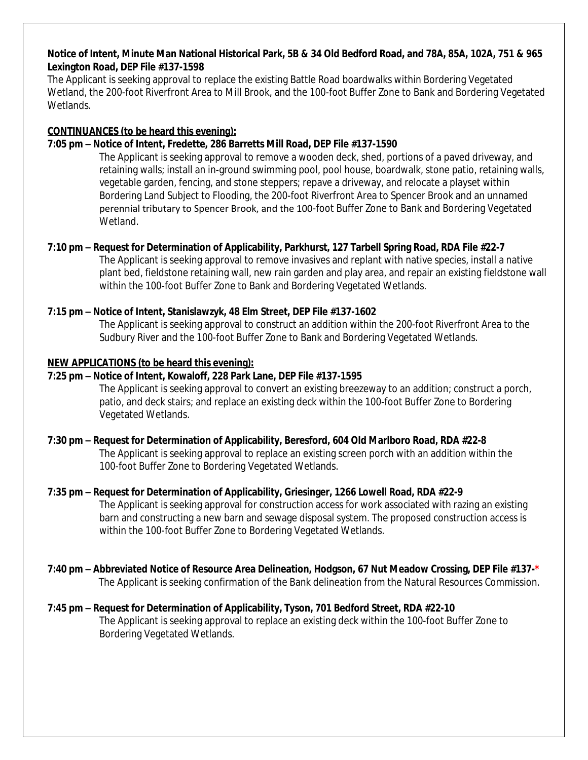**Notice of Intent, Minute Man National Historical Park, 5B & 34 Old Bedford Road, and 78A, 85A, 102A, 751 & 965 Lexington Road, DEP File #137-1598**

The Applicant is seeking approval to replace the existing Battle Road boardwalks within Bordering Vegetated Wetland, the 200-foot Riverfront Area to Mill Brook, and the 100-foot Buffer Zone to Bank and Bordering Vegetated Wetlands.

**CONTINUANCES (to be heard this evening):**

**7:05 pm – Notice of Intent, Fredette, 286 Barretts Mill Road, DEP File #137-1590**

The Applicant is seeking approval to remove a wooden deck, shed, portions of a paved driveway, and retaining walls; install an in-ground swimming pool, pool house, boardwalk, stone patio, retaining walls, vegetable garden, fencing, and stone steppers; repave a driveway, and relocate a playset within Bordering Land Subject to Flooding, the 200-foot Riverfront Area to Spencer Brook and an unnamed perennial tributary to Spencer Brook, and the 100-foot Buffer Zone to Bank and Bordering Vegetated Wetland.

**7:10 pm – Request for Determination of Applicability, Parkhurst, 127 Tarbell Spring Road, RDA File #22-7**

The Applicant is seeking approval to remove invasives and replant with native species, install a native plant bed, fieldstone retaining wall, new rain garden and play area, and repair an existing fieldstone wall within the 100-foot Buffer Zone to Bank and Bordering Vegetated Wetlands.

**7:15 pm – Notice of Intent, Stanislawzyk, 48 Elm Street, DEP File #137-1602**

The Applicant is seeking approval to construct an addition within the 200-foot Riverfront Area to the Sudbury River and the 100-foot Buffer Zone to Bank and Bordering Vegetated Wetlands.

**NEW APPLICATIONS (to be heard this evening):**

**7:25 pm – Notice of Intent, Kowaloff, 228 Park Lane, DEP File #137-1595**

The Applicant is seeking approval to convert an existing breezeway to an addition; construct a porch, patio, and deck stairs; and replace an existing deck within the 100-foot Buffer Zone to Bordering Vegetated Wetlands.

**7:30 pm – Request for Determination of Applicability, Beresford, 604 Old Marlboro Road, RDA #22-8**

The Applicant is seeking approval to replace an existing screen porch with an addition within the 100-foot Buffer Zone to Bordering Vegetated Wetlands.

**7:35 pm – Request for Determination of Applicability, Griesinger, 1266 Lowell Road, RDA #22-9**

The Applicant is seeking approval for construction access for work associated with razing an existing barn and constructing a new barn and sewage disposal system. The proposed construction access is within the 100-foot Buffer Zone to Bordering Vegetated Wetlands.

**7:40 pm – Abbreviated Notice of Resource Area Delineation, Hodgson, 67 Nut Meadow Crossing, DEP File #137-***

The Applicant is seeking confirmation of the Bank delineation from the Natural Resources Commission.

**7:45 pm – Request for Determination of Applicability, Tyson, 701 Bedford Street, RDA #22-10**

The Applicant is seeking approval to replace an existing deck within the 100-foot Buffer Zone to Bordering Vegetated Wetlands.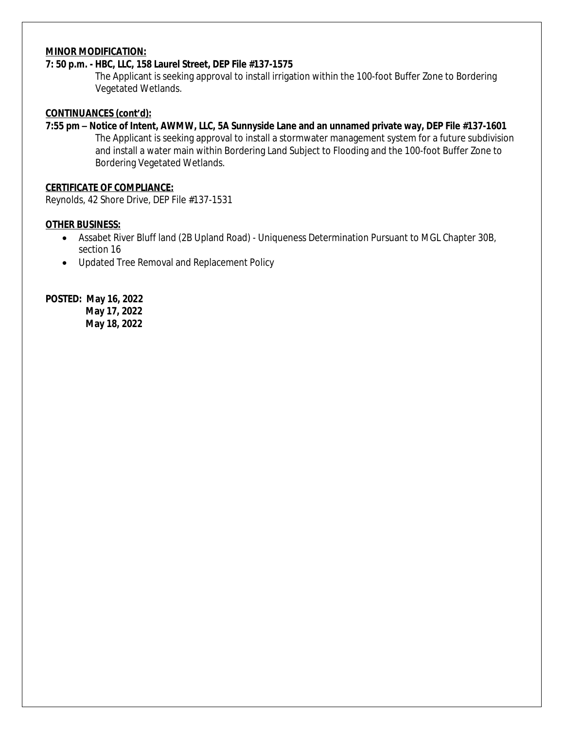**MINOR MODIFICATION:**

**7: 50 p.m. - HBC, LLC, 158 Laurel Street, DEP File #137-1575**

The Applicant is seeking approval to install irrigation within the 100-foot Buffer Zone to Bordering Vegetated Wetlands.

**CONTINUANCES (cont'd):**

**7:55 pm – Notice of Intent, AWMW, LLC, 5A Sunnyside Lane and an unnamed private way, DEP File #137-1601**

The Applicant is seeking approval to install a stormwater management system for a future subdivision and install a water main within Bordering Land Subject to Flooding and the 100-foot Buffer Zone to Bordering Vegetated Wetlands.

**CERTIFICATE OF COMPLIANCE:**

Reynolds, 42 Shore Drive, DEP File #137-1531

**OTHER BUSINESS:**

- Assabet River Bluff land (2B Upland Road) - Uniqueness Determination Pursuant to MGL Chapter 30B, section 16
- Updated Tree Removal and Replacement Policy

**POSTED: May 16, 2022**
**May 17, 2022**
**May 18, 2022**